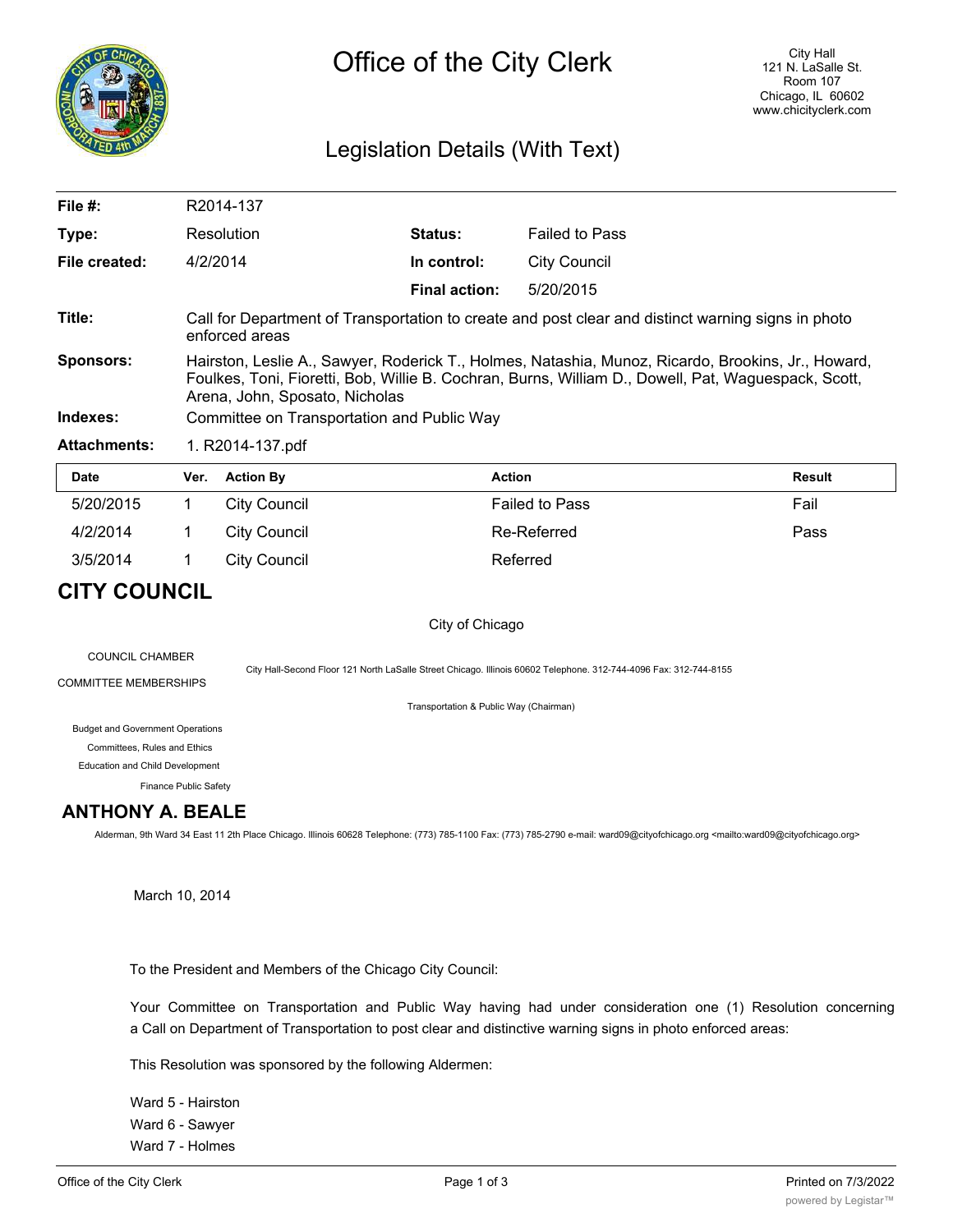# Office of the City Clerk

City Hall
121 N. LaSalle St.
Room 107
Chicago, IL 60602
www.chicityclerk.com

## Legislation Details (With Text)

| | | | |
|---|---|---|---|
| **File #:** | R2014-137 | | |
| **Type:** | Resolution | **Status:** | Failed to Pass |
| **File created:** | 4/2/2014 | **In control:** | City Council |
| | | **Final action:** | 5/20/2015 |

**Title:** Call for Department of Transportation to create and post clear and distinct warning signs in photo enforced areas

**Sponsors:** Hairston, Leslie A., Sawyer, Roderick T., Holmes, Natashia, Munoz, Ricardo, Brookins, Jr., Howard, Foulkes, Toni, Fioretti, Bob, Willie B. Cochran, Burns, William D., Dowell, Pat, Waguespack, Scott, Arena, John, Sposato, Nicholas

**Indexes:** Committee on Transportation and Public Way

**Attachments:** 1. R2014-137.pdf

| Date | Ver. | Action By | Action | Result |
|---|---|---|---|---|
| 5/20/2015 | 1 | City Council | Failed to Pass | Fail |
| 4/2/2014 | 1 | City Council | Re-Referred | Pass |
| 3/5/2014 | 1 | City Council | Referred | |

## CITY COUNCIL

City of Chicago

COUNCIL CHAMBER

City Hall-Second Floor 121 North LaSalle Street Chicago. Illinois 60602 Telephone. 312-744-4096 Fax: 312-744-8155

COMMITTEE MEMBERSHIPS

Transportation & Public Way (Chairman)

Budget and Government Operations

Committees, Rules and Ethics

Education and Child Development

Finance Public Safety

## ANTHONY A. BEALE

Alderman, 9th Ward 34 East 11 2th Place Chicago. Illinois 60628 Telephone: (773) 785-1100 Fax: (773) 785-2790 e-mail: ward09@cityofchicago.org <mailto:ward09@cityofchicago.org>

March 10, 2014

To the President and Members of the Chicago City Council:

Your Committee on Transportation and Public Way having had under consideration one (1) Resolution concerning a Call on Department of Transportation to post clear and distinctive warning signs in photo enforced areas:

This Resolution was sponsored by the following Aldermen:

Ward 5 - Hairston
Ward 6 - Sawyer
Ward 7 - Holmes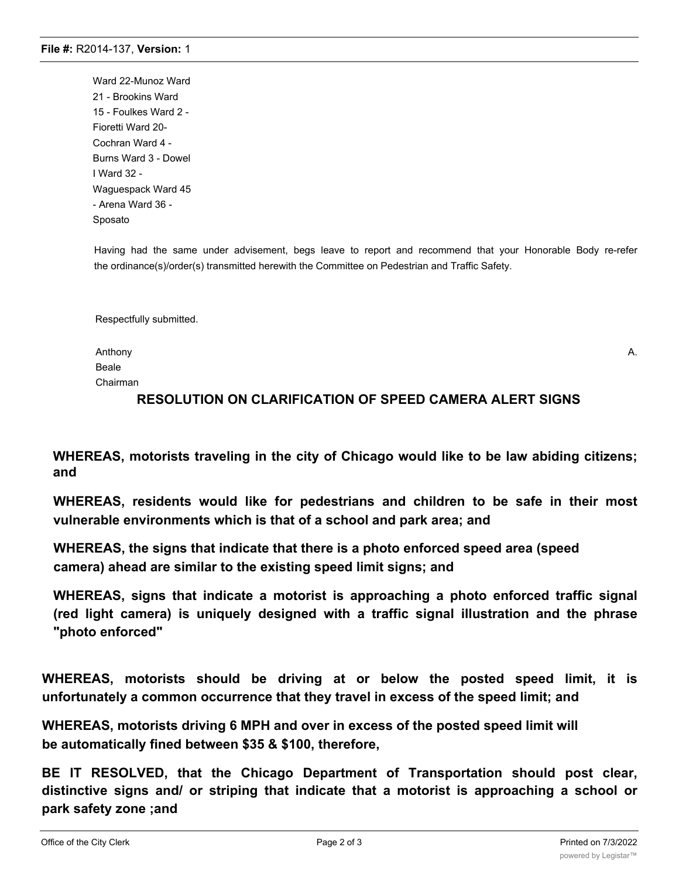Ward 22-Munoz Ward 21 - Brookins Ward 15 - Foulkes Ward 2 - Fioretti Ward 20- Cochran Ward 4 - Burns Ward 3 - Dowel I Ward 32 - Waguespack Ward 45 - Arena Ward 36 - Sposato

Having had the same under advisement, begs leave to report and recommend that your Honorable Body re-refer the ordinance(s)/order(s) transmitted herewith the Committee on Pedestrian and Traffic Safety.

Respectfully submitted.

Anthony A. Beale
Chairman

## RESOLUTION ON CLARIFICATION OF SPEED CAMERA ALERT SIGNS

**WHEREAS, motorists traveling in the city of Chicago would like to be law abiding citizens; and**

**WHEREAS, residents would like for pedestrians and children to be safe in their most vulnerable environments which is that of a school and park area; and**

**WHEREAS, the signs that indicate that there is a photo enforced speed area (speed camera) ahead are similar to the existing speed limit signs; and**

**WHEREAS, signs that indicate a motorist is approaching a photo enforced traffic signal (red light camera) is uniquely designed with a traffic signal illustration and the phrase "photo enforced"**

**WHEREAS, motorists should be driving at or below the posted speed limit, it is unfortunately a common occurrence that they travel in excess of the speed limit; and**

**WHEREAS, motorists driving 6 MPH and over in excess of the posted speed limit will be automatically fined between $35 & $100, therefore,**

**BE IT RESOLVED, that the Chicago Department of Transportation should post clear, distinctive signs and/ or striping that indicate that a motorist is approaching a school or park safety zone ;and**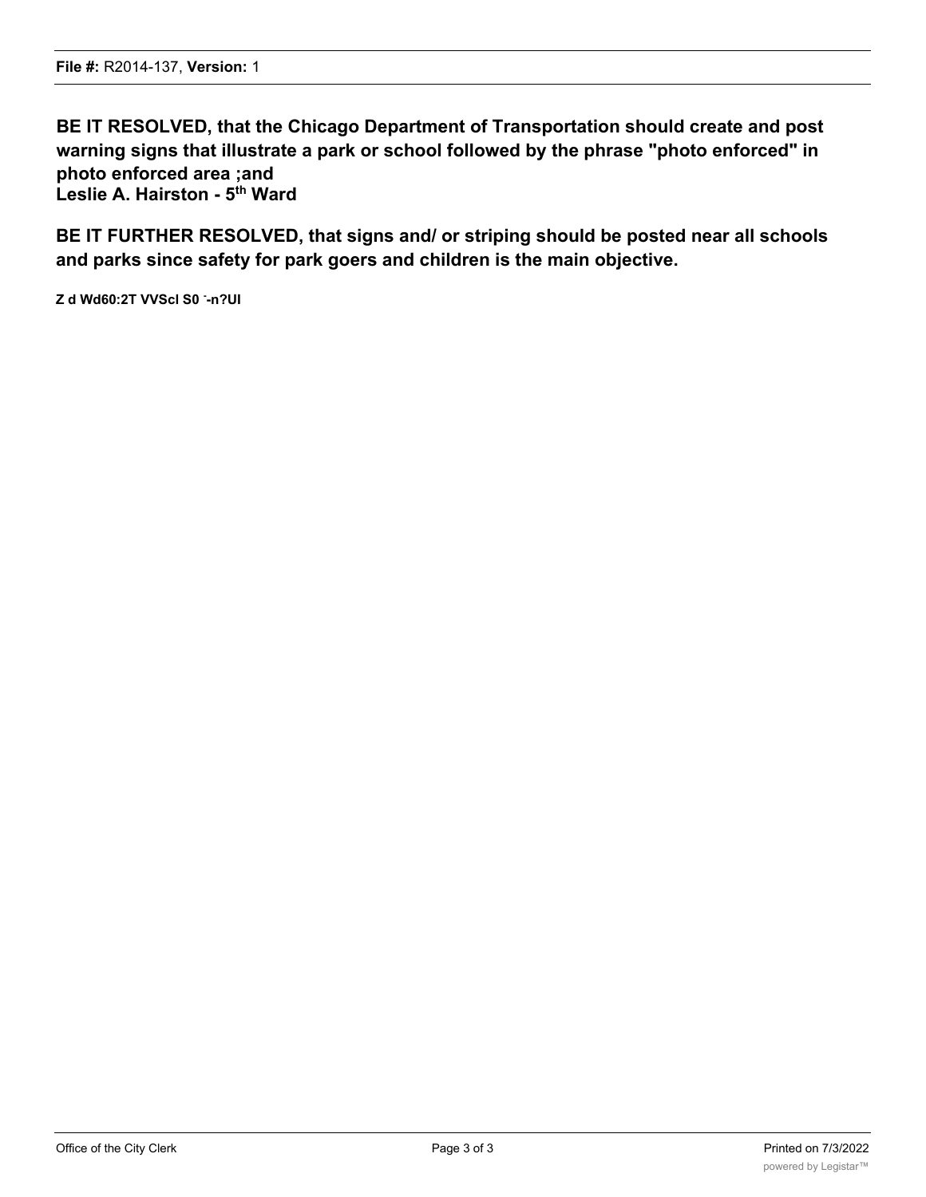**BE IT RESOLVED, that the Chicago Department of Transportation should create and post warning signs that illustrate a park or school followed by the phrase "photo enforced" in photo enforced area ;and**
**Leslie A. Hairston - 5th Ward**

**BE IT FURTHER RESOLVED, that signs and/ or striping should be posted near all schools and parks since safety for park goers and children is the main objective.**

**Z d Wd60:2T VVScl S0 ¨-n?Ul**